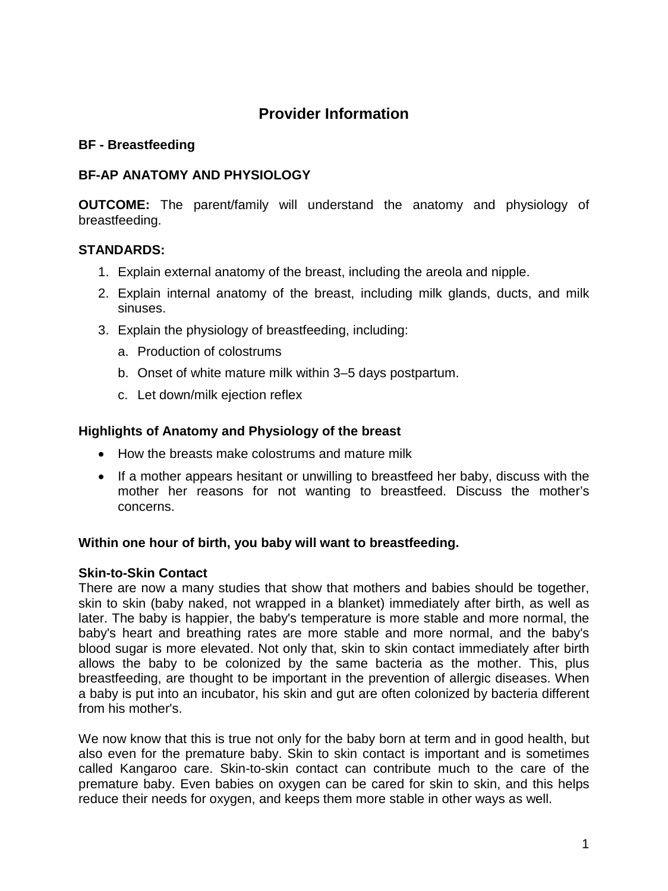# Provider Information

**BF - Breastfeeding**

**BF-AP ANATOMY AND PHYSIOLOGY**

**OUTCOME:** The parent/family will understand the anatomy and physiology of breastfeeding.

**STANDARDS:**

1. Explain external anatomy of the breast, including the areola and nipple.
2. Explain internal anatomy of the breast, including milk glands, ducts, and milk sinuses.
3. Explain the physiology of breastfeeding, including:
   a. Production of colostrums
   b. Onset of white mature milk within 3–5 days postpartum.
   c. Let down/milk ejection reflex

**Highlights of Anatomy and Physiology of the breast**

- How the breasts make colostrums and mature milk
- If a mother appears hesitant or unwilling to breastfeed her baby, discuss with the mother her reasons for not wanting to breastfeed. Discuss the mother's concerns.

**Within one hour of birth, you baby will want to breastfeeding.**

**Skin-to-Skin Contact**

There are now a many studies that show that mothers and babies should be together, skin to skin (baby naked, not wrapped in a blanket) immediately after birth, as well as later. The baby is happier, the baby's temperature is more stable and more normal, the baby's heart and breathing rates are more stable and more normal, and the baby's blood sugar is more elevated. Not only that, skin to skin contact immediately after birth allows the baby to be colonized by the same bacteria as the mother. This, plus breastfeeding, are thought to be important in the prevention of allergic diseases. When a baby is put into an incubator, his skin and gut are often colonized by bacteria different from his mother's.

We now know that this is true not only for the baby born at term and in good health, but also even for the premature baby. Skin to skin contact is important and is sometimes called Kangaroo care. Skin-to-skin contact can contribute much to the care of the premature baby. Even babies on oxygen can be cared for skin to skin, and this helps reduce their needs for oxygen, and keeps them more stable in other ways as well.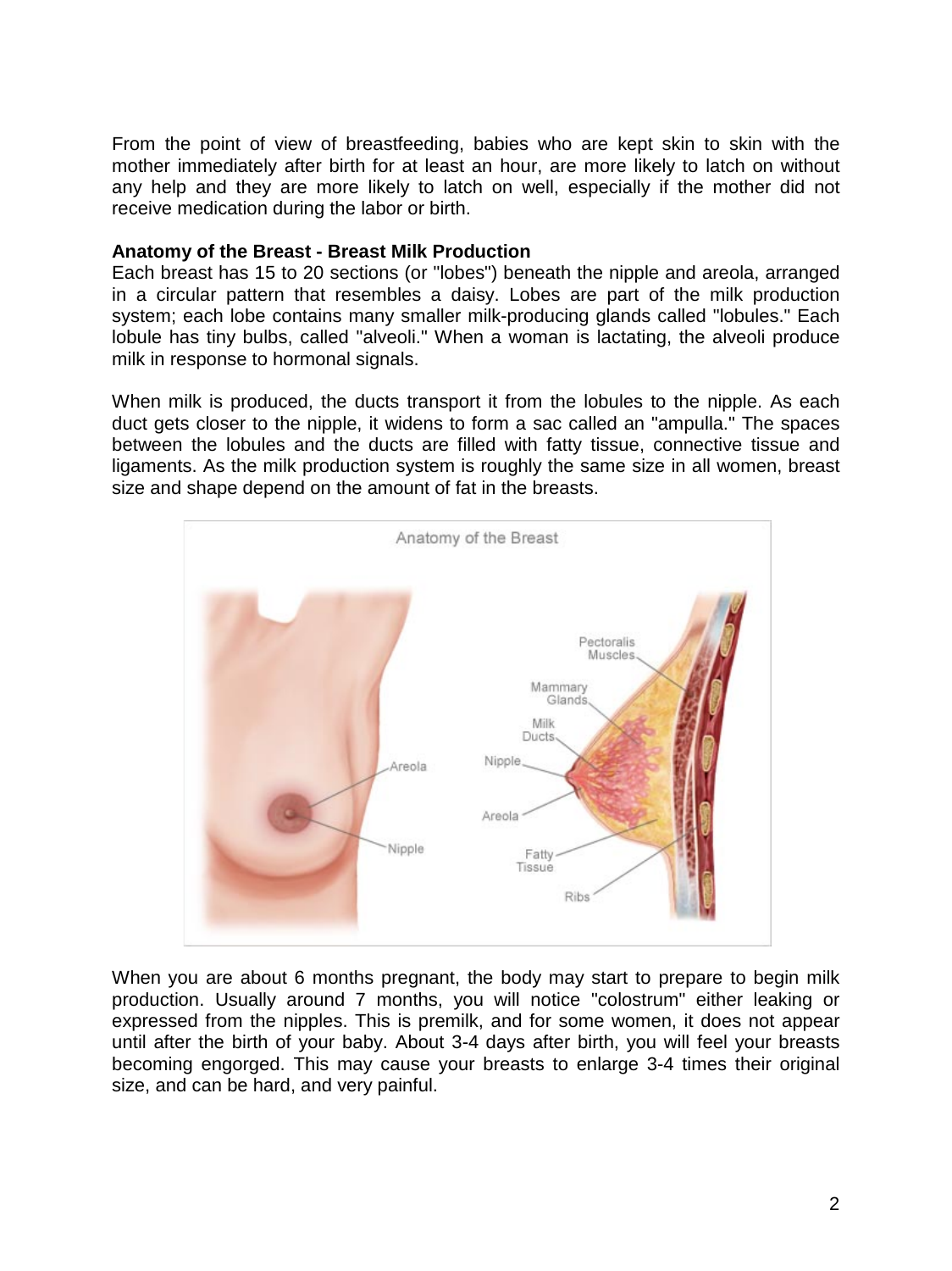From the point of view of breastfeeding, babies who are kept skin to skin with the mother immediately after birth for at least an hour, are more likely to latch on without any help and they are more likely to latch on well, especially if the mother did not receive medication during the labor or birth.

**Anatomy of the Breast - Breast Milk Production**

Each breast has 15 to 20 sections (or "lobes") beneath the nipple and areola, arranged in a circular pattern that resembles a daisy. Lobes are part of the milk production system; each lobe contains many smaller milk-producing glands called "lobules." Each lobule has tiny bulbs, called "alveoli." When a woman is lactating, the alveoli produce milk in response to hormonal signals.

When milk is produced, the ducts transport it from the lobules to the nipple. As each duct gets closer to the nipple, it widens to form a sac called an "ampulla." The spaces between the lobules and the ducts are filled with fatty tissue, connective tissue and ligaments. As the milk production system is roughly the same size in all women, breast size and shape depend on the amount of fat in the breasts.

When you are about 6 months pregnant, the body may start to prepare to begin milk production. Usually around 7 months, you will notice "colostrum" either leaking or expressed from the nipples. This is premilk, and for some women, it does not appear until after the birth of your baby. About 3-4 days after birth, you will feel your breasts becoming engorged. This may cause your breasts to enlarge 3-4 times their original size, and can be hard, and very painful.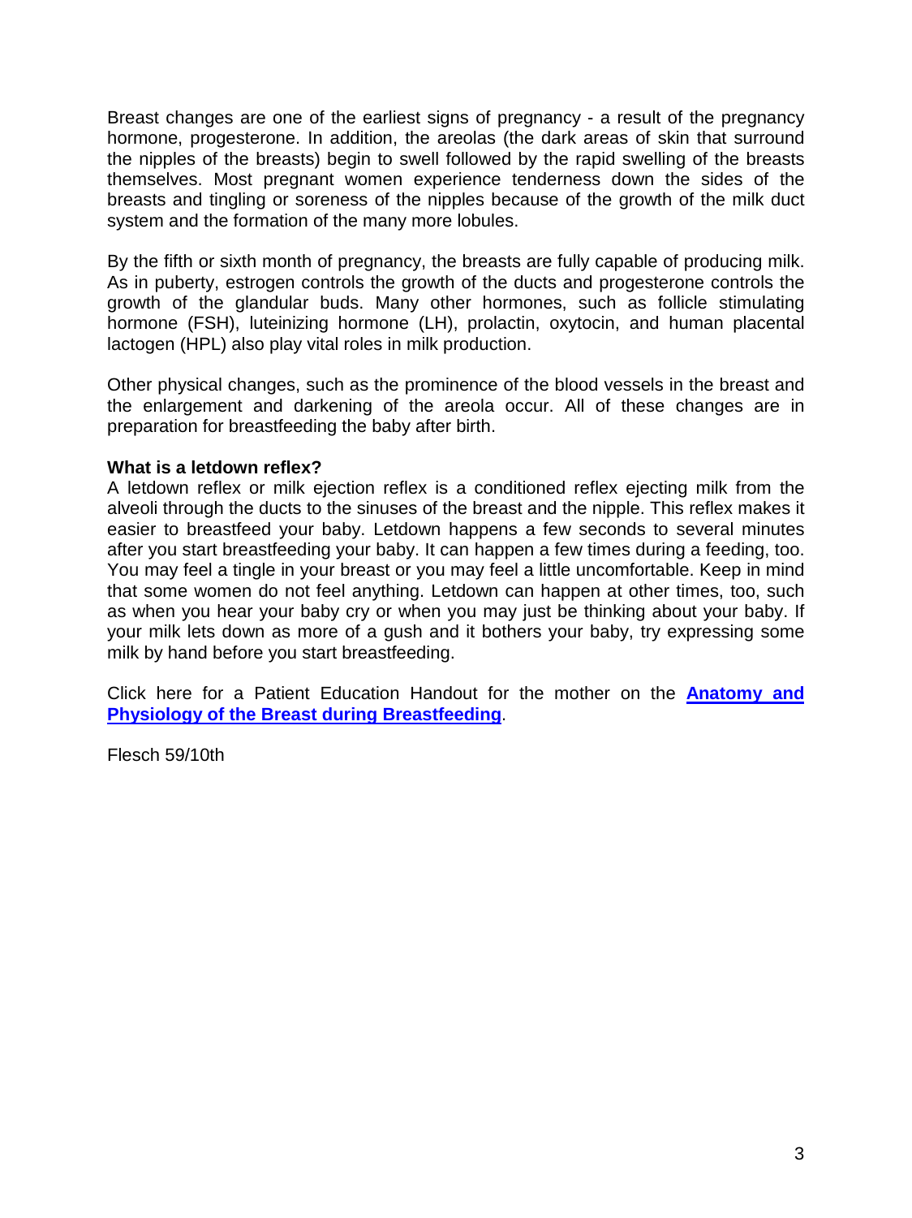Breast changes are one of the earliest signs of pregnancy - a result of the pregnancy hormone, progesterone. In addition, the areolas (the dark areas of skin that surround the nipples of the breasts) begin to swell followed by the rapid swelling of the breasts themselves. Most pregnant women experience tenderness down the sides of the breasts and tingling or soreness of the nipples because of the growth of the milk duct system and the formation of the many more lobules.

By the fifth or sixth month of pregnancy, the breasts are fully capable of producing milk. As in puberty, estrogen controls the growth of the ducts and progesterone controls the growth of the glandular buds. Many other hormones, such as follicle stimulating hormone (FSH), luteinizing hormone (LH), prolactin, oxytocin, and human placental lactogen (HPL) also play vital roles in milk production.

Other physical changes, such as the prominence of the blood vessels in the breast and the enlargement and darkening of the areola occur. All of these changes are in preparation for breastfeeding the baby after birth.

**What is a letdown reflex?**

A letdown reflex or milk ejection reflex is a conditioned reflex ejecting milk from the alveoli through the ducts to the sinuses of the breast and the nipple. This reflex makes it easier to breastfeed your baby. Letdown happens a few seconds to several minutes after you start breastfeeding your baby. It can happen a few times during a feeding, too. You may feel a tingle in your breast or you may feel a little uncomfortable. Keep in mind that some women do not feel anything. Letdown can happen at other times, too, such as when you hear your baby cry or when you may just be thinking about your baby. If your milk lets down as more of a gush and it bothers your baby, try expressing some milk by hand before you start breastfeeding.

Click here for a Patient Education Handout for the mother on the **Anatomy and Physiology of the Breast during Breastfeeding**.

Flesch 59/10th